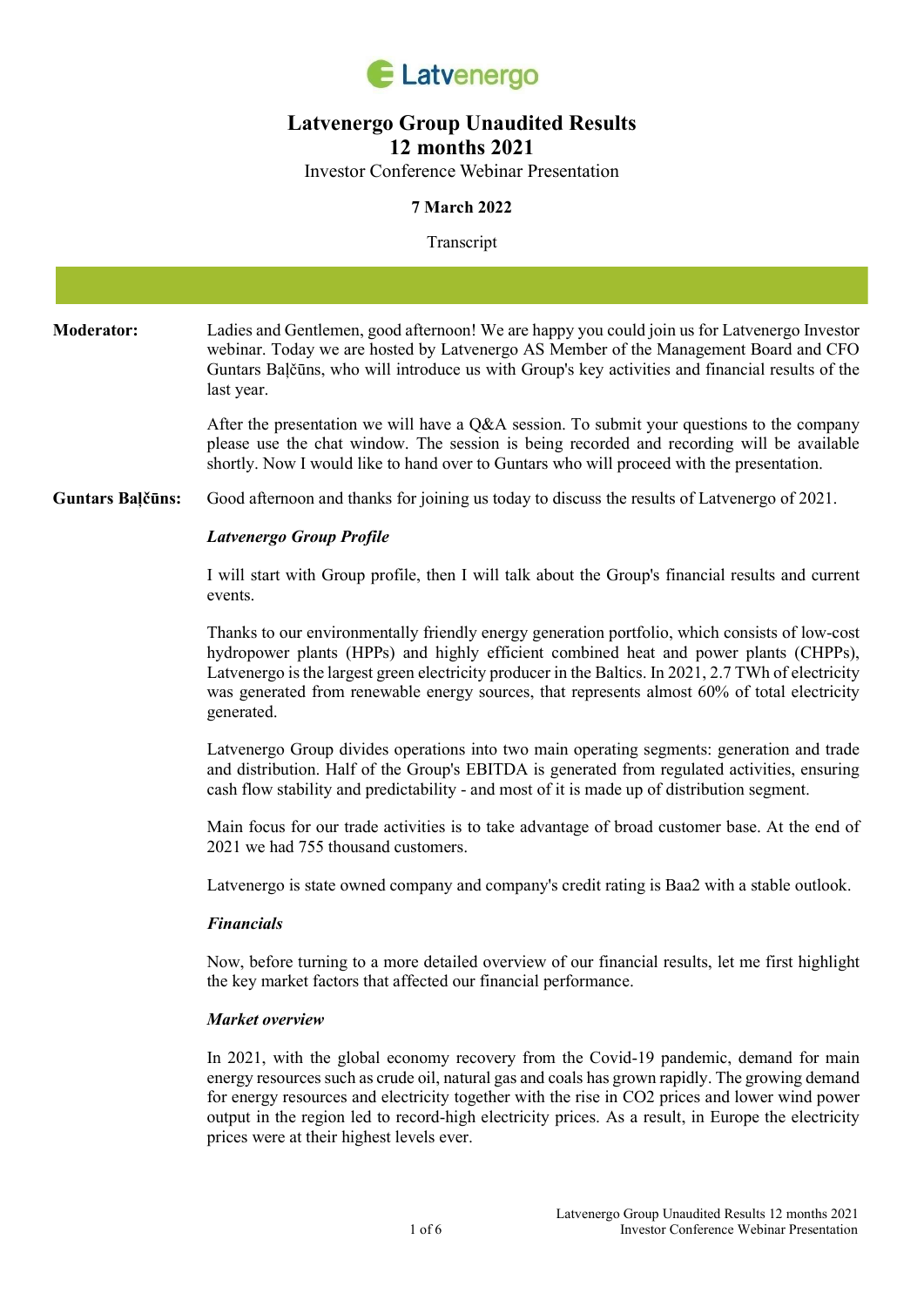Latvenergo

# Latvenergo Group Unaudited Results 12 months 2021

Investor Conference Webinar Presentation

**7 March 2022**

Transcript

**Moderator:** Ladies and Gentlemen, good afternoon! We are happy you could join us for Latvenergo Investor webinar. Today we are hosted by Latvenergo AS Member of the Management Board and CFO Guntars Baļčūns, who will introduce us with Group's key activities and financial results of the last year.

After the presentation we will have a Q&A session. To submit your questions to the company please use the chat window. The session is being recorded and recording will be available shortly. Now I would like to hand over to Guntars who will proceed with the presentation.

**Guntars Baļčūns:** Good afternoon and thanks for joining us today to discuss the results of Latvenergo of 2021.

***Latvenergo Group Profile***

I will start with Group profile, then I will talk about the Group's financial results and current events.

Thanks to our environmentally friendly energy generation portfolio, which consists of low-cost hydropower plants (HPPs) and highly efficient combined heat and power plants (CHPPs), Latvenergo is the largest green electricity producer in the Baltics. In 2021, 2.7 TWh of electricity was generated from renewable energy sources, that represents almost 60% of total electricity generated.

Latvenergo Group divides operations into two main operating segments: generation and trade and distribution. Half of the Group's EBITDA is generated from regulated activities, ensuring cash flow stability and predictability - and most of it is made up of distribution segment.

Main focus for our trade activities is to take advantage of broad customer base. At the end of 2021 we had 755 thousand customers.

Latvenergo is state owned company and company's credit rating is Baa2 with a stable outlook.

***Financials***

Now, before turning to a more detailed overview of our financial results, let me first highlight the key market factors that affected our financial performance.

***Market overview***

In 2021, with the global economy recovery from the Covid-19 pandemic, demand for main energy resources such as crude oil, natural gas and coals has grown rapidly. The growing demand for energy resources and electricity together with the rise in $CO_2$ prices and lower wind power output in the region led to record-high electricity prices. As a result, in Europe the electricity prices were at their highest levels ever.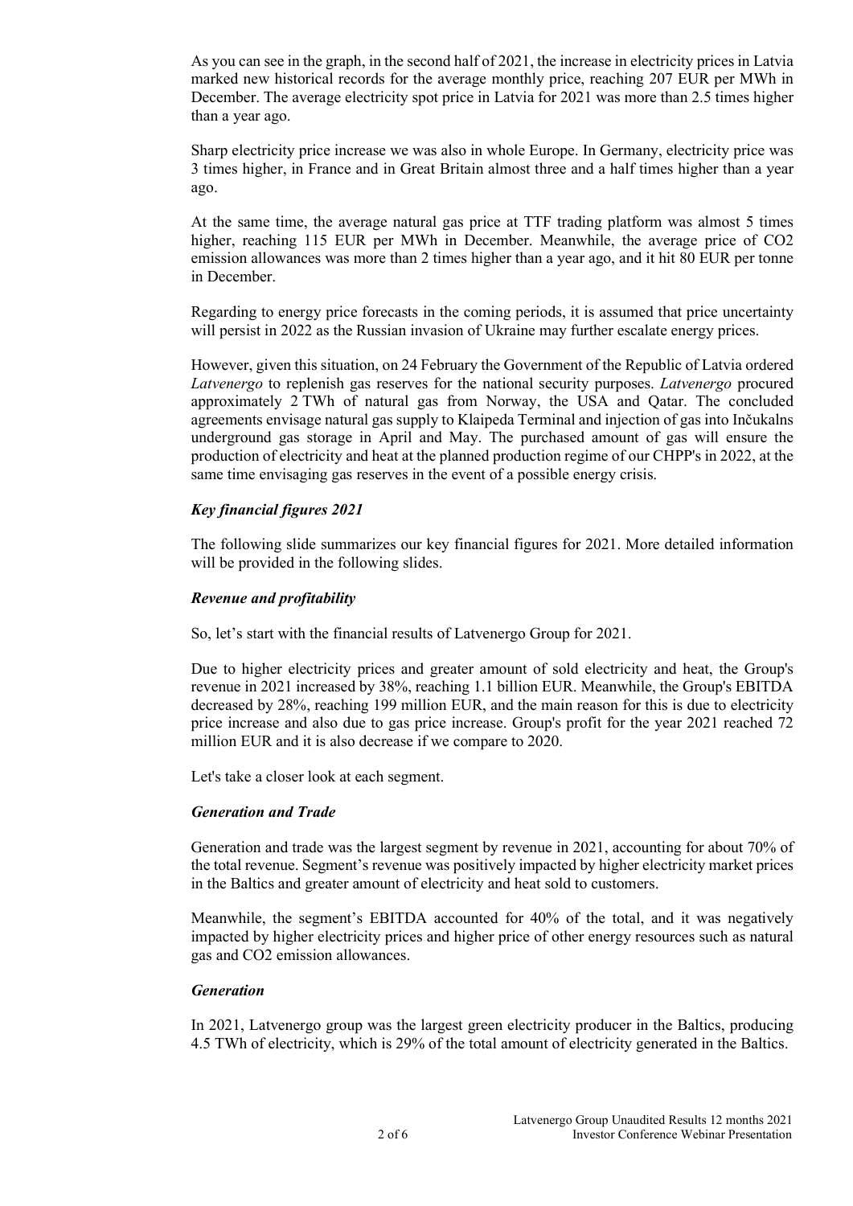As you can see in the graph, in the second half of 2021, the increase in electricity prices in Latvia marked new historical records for the average monthly price, reaching 207 EUR per MWh in December. The average electricity spot price in Latvia for 2021 was more than 2.5 times higher than a year ago.

Sharp electricity price increase we was also in whole Europe. In Germany, electricity price was 3 times higher, in France and in Great Britain almost three and a half times higher than a year ago.

At the same time, the average natural gas price at TTF trading platform was almost 5 times higher, reaching 115 EUR per MWh in December. Meanwhile, the average price of $CO_2$ emission allowances was more than 2 times higher than a year ago, and it hit 80 EUR per tonne in December.

Regarding to energy price forecasts in the coming periods, it is assumed that price uncertainty will persist in 2022 as the Russian invasion of Ukraine may further escalate energy prices.

However, given this situation, on 24 February the Government of the Republic of Latvia ordered *Latvenergo* to replenish gas reserves for the national security purposes. *Latvenergo* procured approximately 2 TWh of natural gas from Norway, the USA and Qatar. The concluded agreements envisage natural gas supply to Klaipeda Terminal and injection of gas into Inčukalns underground gas storage in April and May. The purchased amount of gas will ensure the production of electricity and heat at the planned production regime of our CHPP's in 2022, at the same time envisaging gas reserves in the event of a possible energy crisis.

### *Key financial figures 2021*

The following slide summarizes our key financial figures for 2021. More detailed information will be provided in the following slides.

### *Revenue and profitability*

So, let's start with the financial results of Latvenergo Group for 2021.

Due to higher electricity prices and greater amount of sold electricity and heat, the Group's revenue in 2021 increased by 38%, reaching 1.1 billion EUR. Meanwhile, the Group's EBITDA decreased by 28%, reaching 199 million EUR, and the main reason for this is due to electricity price increase and also due to gas price increase. Group's profit for the year 2021 reached 72 million EUR and it is also decrease if we compare to 2020.

Let's take a closer look at each segment.

### *Generation and Trade*

Generation and trade was the largest segment by revenue in 2021, accounting for about 70% of the total revenue. Segment's revenue was positively impacted by higher electricity market prices in the Baltics and greater amount of electricity and heat sold to customers.

Meanwhile, the segment's EBITDA accounted for 40% of the total, and it was negatively impacted by higher electricity prices and higher price of other energy resources such as natural gas and $CO_2$ emission allowances.

### *Generation*

In 2021, Latvenergo group was the largest green electricity producer in the Baltics, producing 4.5 TWh of electricity, which is 29% of the total amount of electricity generated in the Baltics.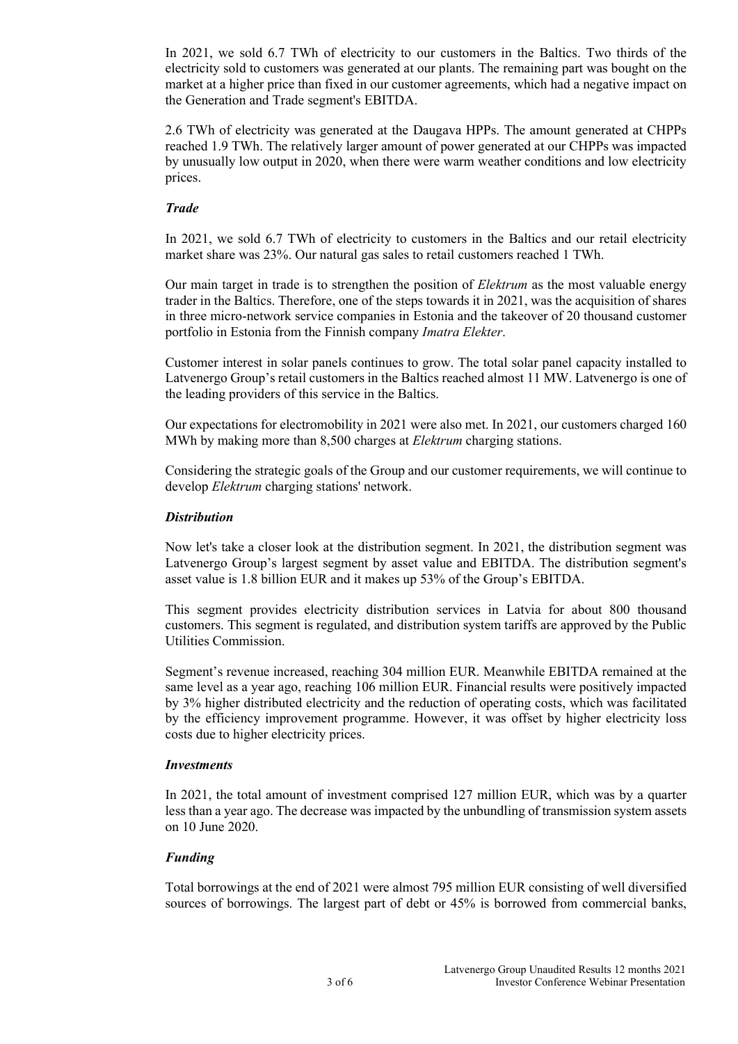In 2021, we sold 6.7 TWh of electricity to our customers in the Baltics. Two thirds of the electricity sold to customers was generated at our plants. The remaining part was bought on the market at a higher price than fixed in our customer agreements, which had a negative impact on the Generation and Trade segment's EBITDA.

2.6 TWh of electricity was generated at the Daugava HPPs. The amount generated at CHPPs reached 1.9 TWh. The relatively larger amount of power generated at our CHPPs was impacted by unusually low output in 2020, when there were warm weather conditions and low electricity prices.

### *Trade*

In 2021, we sold 6.7 TWh of electricity to customers in the Baltics and our retail electricity market share was 23%. Our natural gas sales to retail customers reached 1 TWh.

Our main target in trade is to strengthen the position of *Elektrum* as the most valuable energy trader in the Baltics. Therefore, one of the steps towards it in 2021, was the acquisition of shares in three micro-network service companies in Estonia and the takeover of 20 thousand customer portfolio in Estonia from the Finnish company *Imatra Elekter*.

Customer interest in solar panels continues to grow. The total solar panel capacity installed to Latvenergo Group's retail customers in the Baltics reached almost 11 MW. Latvenergo is one of the leading providers of this service in the Baltics.

Our expectations for electromobility in 2021 were also met. In 2021, our customers charged 160 MWh by making more than 8,500 charges at *Elektrum* charging stations.

Considering the strategic goals of the Group and our customer requirements, we will continue to develop *Elektrum* charging stations' network.

### *Distribution*

Now let's take a closer look at the distribution segment. In 2021, the distribution segment was Latvenergo Group's largest segment by asset value and EBITDA. The distribution segment's asset value is 1.8 billion EUR and it makes up 53% of the Group's EBITDA.

This segment provides electricity distribution services in Latvia for about 800 thousand customers. This segment is regulated, and distribution system tariffs are approved by the Public Utilities Commission.

Segment's revenue increased, reaching 304 million EUR. Meanwhile EBITDA remained at the same level as a year ago, reaching 106 million EUR. Financial results were positively impacted by 3% higher distributed electricity and the reduction of operating costs, which was facilitated by the efficiency improvement programme. However, it was offset by higher electricity loss costs due to higher electricity prices.

### *Investments*

In 2021, the total amount of investment comprised 127 million EUR, which was by a quarter less than a year ago. The decrease was impacted by the unbundling of transmission system assets on 10 June 2020.

### *Funding*

Total borrowings at the end of 2021 were almost 795 million EUR consisting of well diversified sources of borrowings. The largest part of debt or 45% is borrowed from commercial banks,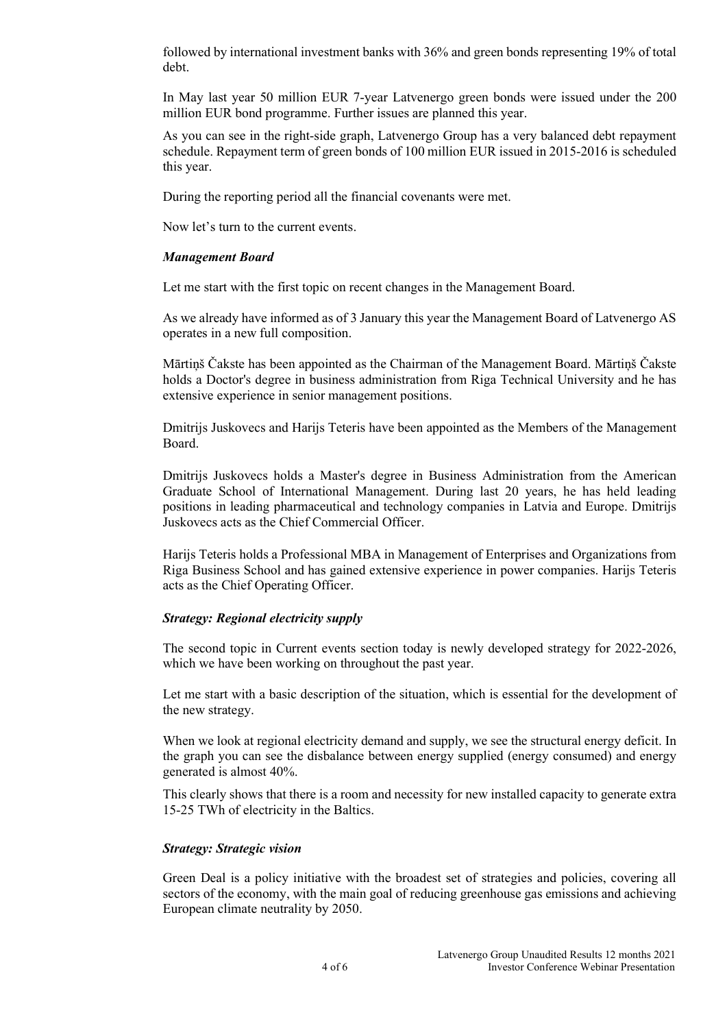followed by international investment banks with 36% and green bonds representing 19% of total debt.

In May last year 50 million EUR 7-year Latvenergo green bonds were issued under the 200 million EUR bond programme. Further issues are planned this year.

As you can see in the right-side graph, Latvenergo Group has a very balanced debt repayment schedule. Repayment term of green bonds of 100 million EUR issued in 2015-2016 is scheduled this year.

During the reporting period all the financial covenants were met.

Now let's turn to the current events.

***Management Board***

Let me start with the first topic on recent changes in the Management Board.

As we already have informed as of 3 January this year the Management Board of Latvenergo AS operates in a new full composition.

Mārtiņš Čakste has been appointed as the Chairman of the Management Board. Mārtiņš Čakste holds a Doctor's degree in business administration from Riga Technical University and he has extensive experience in senior management positions.

Dmitrijs Juskovecs and Harijs Teteris have been appointed as the Members of the Management Board.

Dmitrijs Juskovecs holds a Master's degree in Business Administration from the American Graduate School of International Management. During last 20 years, he has held leading positions in leading pharmaceutical and technology companies in Latvia and Europe. Dmitrijs Juskovecs acts as the Chief Commercial Officer.

Harijs Teteris holds a Professional MBA in Management of Enterprises and Organizations from Riga Business School and has gained extensive experience in power companies. Harijs Teteris acts as the Chief Operating Officer.

***Strategy: Regional electricity supply***

The second topic in Current events section today is newly developed strategy for 2022-2026, which we have been working on throughout the past year.

Let me start with a basic description of the situation, which is essential for the development of the new strategy.

When we look at regional electricity demand and supply, we see the structural energy deficit. In the graph you can see the disbalance between energy supplied (energy consumed) and energy generated is almost 40%.

This clearly shows that there is a room and necessity for new installed capacity to generate extra 15-25 TWh of electricity in the Baltics.

***Strategy: Strategic vision***

Green Deal is a policy initiative with the broadest set of strategies and policies, covering all sectors of the economy, with the main goal of reducing greenhouse gas emissions and achieving European climate neutrality by 2050.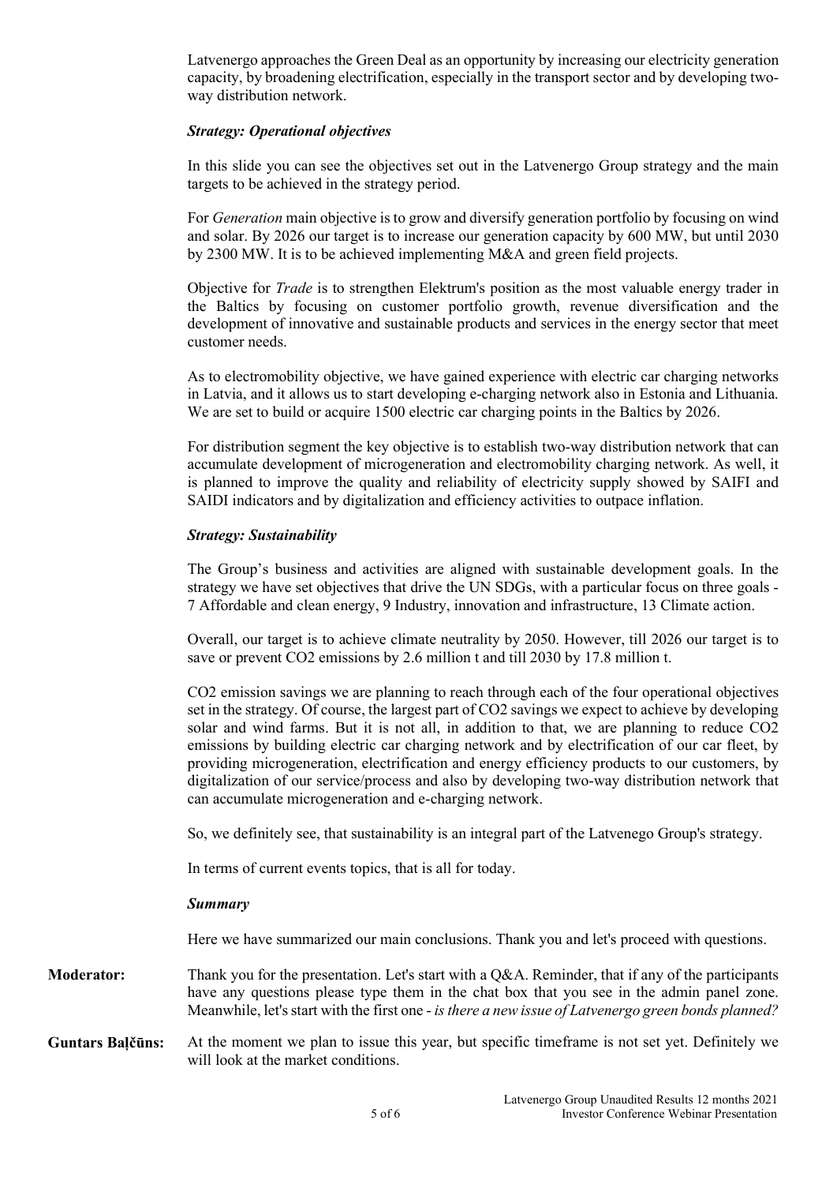Latvenergo approaches the Green Deal as an opportunity by increasing our electricity generation capacity, by broadening electrification, especially in the transport sector and by developing two-way distribution network.

***Strategy: Operational objectives***

In this slide you can see the objectives set out in the Latvenergo Group strategy and the main targets to be achieved in the strategy period.

For *Generation* main objective is to grow and diversify generation portfolio by focusing on wind and solar. By 2026 our target is to increase our generation capacity by 600 MW, but until 2030 by 2300 MW. It is to be achieved implementing M&A and green field projects.

Objective for *Trade* is to strengthen Elektrum's position as the most valuable energy trader in the Baltics by focusing on customer portfolio growth, revenue diversification and the development of innovative and sustainable products and services in the energy sector that meet customer needs.

As to electromobility objective, we have gained experience with electric car charging networks in Latvia, and it allows us to start developing e-charging network also in Estonia and Lithuania. We are set to build or acquire 1500 electric car charging points in the Baltics by 2026.

For distribution segment the key objective is to establish two-way distribution network that can accumulate development of microgeneration and electromobility charging network. As well, it is planned to improve the quality and reliability of electricity supply showed by SAIFI and SAIDI indicators and by digitalization and efficiency activities to outpace inflation.

***Strategy: Sustainability***

The Group's business and activities are aligned with sustainable development goals. In the strategy we have set objectives that drive the UN SDGs, with a particular focus on three goals - 7 Affordable and clean energy, 9 Industry, innovation and infrastructure, 13 Climate action.

Overall, our target is to achieve climate neutrality by 2050. However, till 2026 our target is to save or prevent $CO_2$ emissions by 2.6 million t and till 2030 by 17.8 million t.

$CO_2$ emission savings we are planning to reach through each of the four operational objectives set in the strategy. Of course, the largest part of $CO_2$ savings we expect to achieve by developing solar and wind farms. But it is not all, in addition to that, we are planning to reduce $CO_2$ emissions by building electric car charging network and by electrification of our car fleet, by providing microgeneration, electrification and energy efficiency products to our customers, by digitalization of our service/process and also by developing two-way distribution network that can accumulate microgeneration and e-charging network.

So, we definitely see, that sustainability is an integral part of the Latvenego Group's strategy.

In terms of current events topics, that is all for today.

***Summary***

Here we have summarized our main conclusions. Thank you and let's proceed with questions.

**Moderator:** Thank you for the presentation. Let's start with a Q&A. Reminder, that if any of the participants have any questions please type them in the chat box that you see in the admin panel zone. Meanwhile, let's start with the first one - *is there a new issue of Latvenergo green bonds planned?*

**Guntars Baļčūns:** At the moment we plan to issue this year, but specific timeframe is not set yet. Definitely we will look at the market conditions.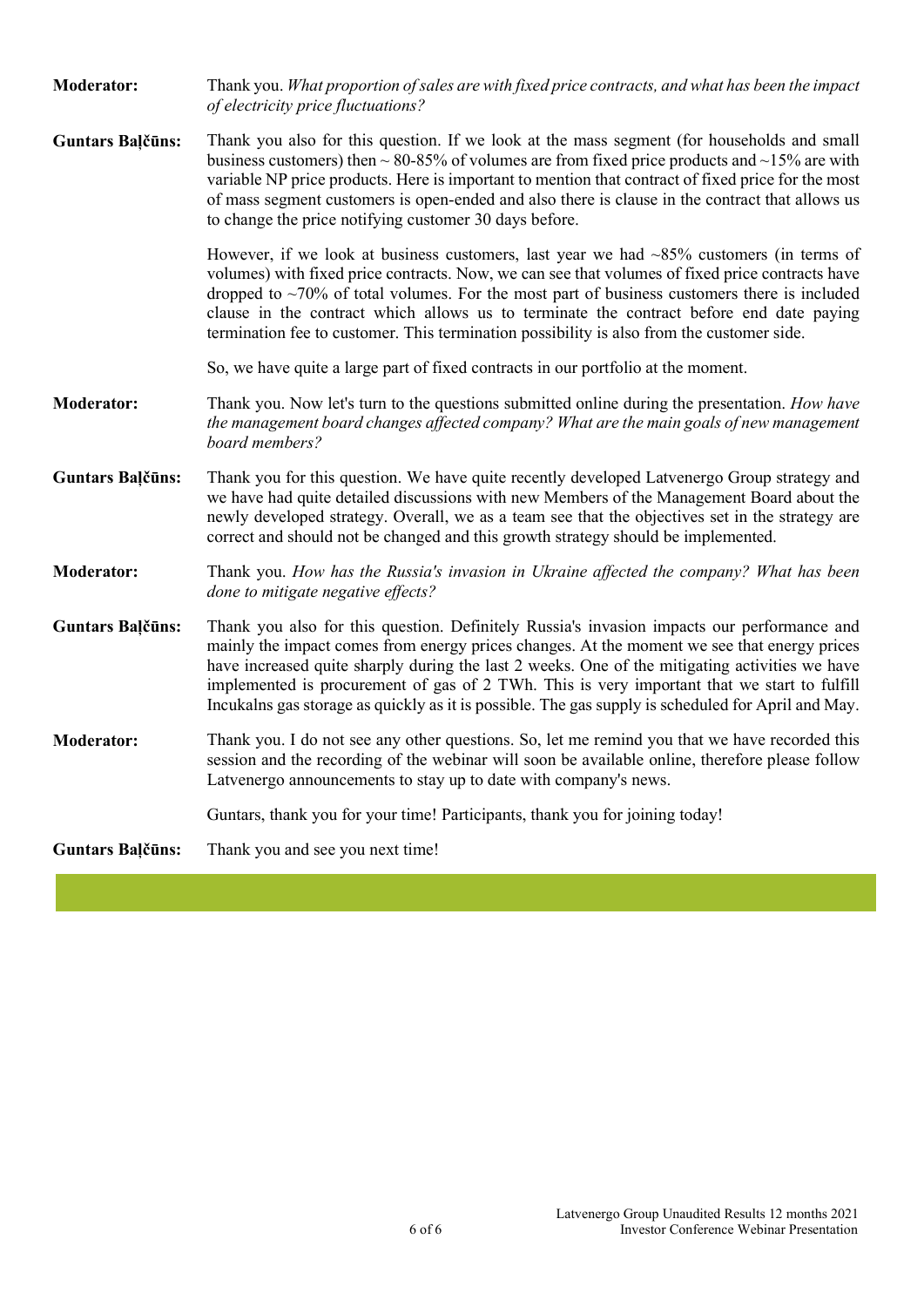**Moderator:** Thank you. *What proportion of sales are with fixed price contracts, and what has been the impact of electricity price fluctuations?*

**Guntars Baļčūns:** Thank you also for this question. If we look at the mass segment (for households and small business customers) then ~ 80-85% of volumes are from fixed price products and ~15% are with variable NP price products. Here is important to mention that contract of fixed price for the most of mass segment customers is open-ended and also there is clause in the contract that allows us to change the price notifying customer 30 days before.

However, if we look at business customers, last year we had ~85% customers (in terms of volumes) with fixed price contracts. Now, we can see that volumes of fixed price contracts have dropped to ~70% of total volumes. For the most part of business customers there is included clause in the contract which allows us to terminate the contract before end date paying termination fee to customer. This termination possibility is also from the customer side.

So, we have quite a large part of fixed contracts in our portfolio at the moment.

**Moderator:** Thank you. Now let's turn to the questions submitted online during the presentation. *How have the management board changes affected company? What are the main goals of new management board members?*

**Guntars Baļčūns:** Thank you for this question. We have quite recently developed Latvenergo Group strategy and we have had quite detailed discussions with new Members of the Management Board about the newly developed strategy. Overall, we as a team see that the objectives set in the strategy are correct and should not be changed and this growth strategy should be implemented.

**Moderator:** Thank you. *How has the Russia's invasion in Ukraine affected the company? What has been done to mitigate negative effects?*

**Guntars Baļčūns:** Thank you also for this question. Definitely Russia's invasion impacts our performance and mainly the impact comes from energy prices changes. At the moment we see that energy prices have increased quite sharply during the last 2 weeks. One of the mitigating activities we have implemented is procurement of gas of 2 TWh. This is very important that we start to fulfill Incukalns gas storage as quickly as it is possible. The gas supply is scheduled for April and May.

**Moderator:** Thank you. I do not see any other questions. So, let me remind you that we have recorded this session and the recording of the webinar will soon be available online, therefore please follow Latvenergo announcements to stay up to date with company's news.

Guntars, thank you for your time! Participants, thank you for joining today!

**Guntars Baļčūns:** Thank you and see you next time!